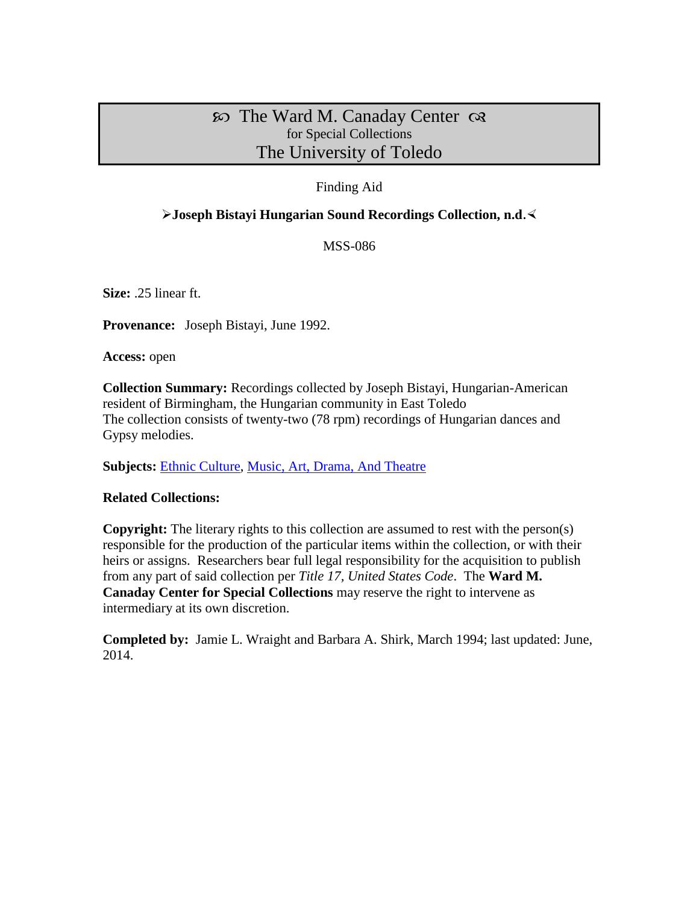# ∞ The Ward M. Canaday Center ∞
## for Special Collections
## The University of Toledo

Finding Aid

**➢Joseph Bistayi Hungarian Sound Recordings Collection, n.d.⊀**

MSS-086

**Size:** .25 linear ft.

**Provenance:** Joseph Bistayi, June 1992.

**Access:** open

**Collection Summary:** Recordings collected by Joseph Bistayi, Hungarian-American resident of Birmingham, the Hungarian community in East Toledo
The collection consists of twenty-two (78 rpm) recordings of Hungarian dances and Gypsy melodies.

**Subjects:** Ethnic Culture, Music, Art, Drama, And Theatre

**Related Collections:**

**Copyright:** The literary rights to this collection are assumed to rest with the person(s) responsible for the production of the particular items within the collection, or with their heirs or assigns. Researchers bear full legal responsibility for the acquisition to publish from any part of said collection per *Title 17, United States Code*. The **Ward M. Canaday Center for Special Collections** may reserve the right to intervene as intermediary at its own discretion.

**Completed by:** Jamie L. Wraight and Barbara A. Shirk, March 1994; last updated: June, 2014.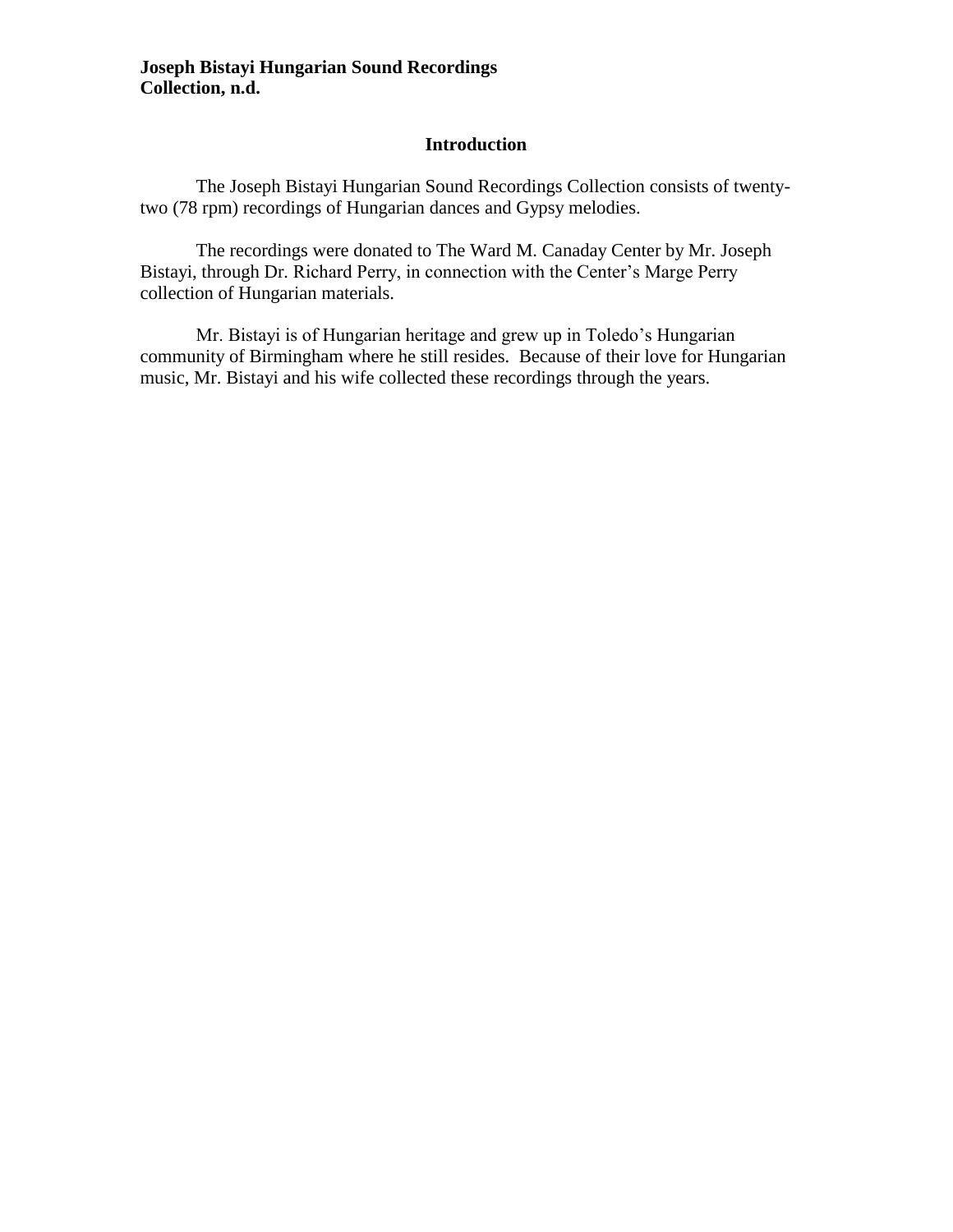**Joseph Bistayi Hungarian Sound Recordings Collection, n.d.**

## Introduction

The Joseph Bistayi Hungarian Sound Recordings Collection consists of twenty-two (78 rpm) recordings of Hungarian dances and Gypsy melodies.

The recordings were donated to The Ward M. Canaday Center by Mr. Joseph Bistayi, through Dr. Richard Perry, in connection with the Center's Marge Perry collection of Hungarian materials.

Mr. Bistayi is of Hungarian heritage and grew up in Toledo's Hungarian community of Birmingham where he still resides. Because of their love for Hungarian music, Mr. Bistayi and his wife collected these recordings through the years.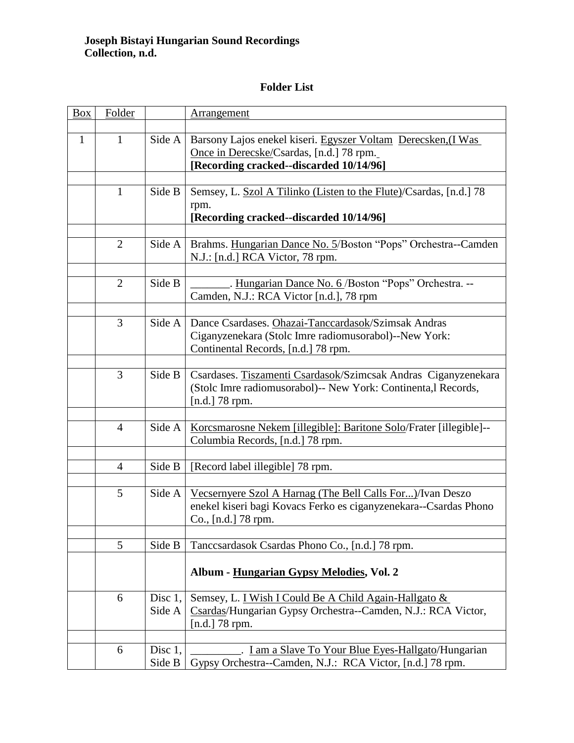**Joseph Bistayi Hungarian Sound Recordings Collection, n.d.**

## Folder List

| Box | Folder | | Arrangement |
|---|---|---|---|
| | | | |
| 1 | 1 | Side A | Barsony Lajos enekel kiseri. Egyszer Voltam Derecsken,(I Was Once in Derecske/Csardas, [n.d.] 78 rpm. **[Recording cracked--discarded 10/14/96]** |
| | | | |
| | 1 | Side B | Semsey, L. Szol A Tilinko (Listen to the Flute)/Csardas, [n.d.] 78 rpm. **[Recording cracked--discarded 10/14/96]** |
| | | | |
| | 2 | Side A | Brahms. Hungarian Dance No. 5/Boston “Pops” Orchestra--Camden N.J.: [n.d.] RCA Victor, 78 rpm. |
| | | | |
| | 2 | Side B | _______. Hungarian Dance No. 6 /Boston “Pops” Orchestra. --Camden, N.J.: RCA Victor [n.d.], 78 rpm |
| | | | |
| | 3 | Side A | Dance Csardases. Ohazai-Tanccardasok/Szimsak Andras Ciganyzenekara (Stolc Imre radiomusorabol)--New York: Continental Records, [n.d.] 78 rpm. |
| | | | |
| | 3 | Side B | Csardases. Tiszamenti Csardasok/Szimcsak Andras Ciganyzenekara (Stolc Imre radiomusorabol)-- New York: Continenta,l Records, [n.d.] 78 rpm. |
| | | | |
| | 4 | Side A | Korcsmarosne Nekem [illegible]: Baritone Solo/Frater [illegible]--Columbia Records, [n.d.] 78 rpm. |
| | | | |
| | 4 | Side B | [Record label illegible] 78 rpm. |
| | | | |
| | 5 | Side A | Vecsernyere Szol A Harnag (The Bell Calls For...)/Ivan Deszo enekel kiseri bagi Kovacs Ferko es ciganyzenekara--Csardas Phono Co., [n.d.] 78 rpm. |
| | | | |
| | 5 | Side B | Tanccsardasok Csardas Phono Co., [n.d.] 78 rpm. |
| | | | **Album - Hungarian Gypsy Melodies, Vol. 2** |
| | 6 | Disc 1, Side A | Semsey, L. I Wish I Could Be A Child Again-Hallgato & Csardas/Hungarian Gypsy Orchestra--Camden, N.J.: RCA Victor, [n.d.] 78 rpm. |
| | | | |
| | 6 | Disc 1, Side B | _________. I am a Slave To Your Blue Eyes-Hallgato/Hungarian Gypsy Orchestra--Camden, N.J.: RCA Victor, [n.d.] 78 rpm. |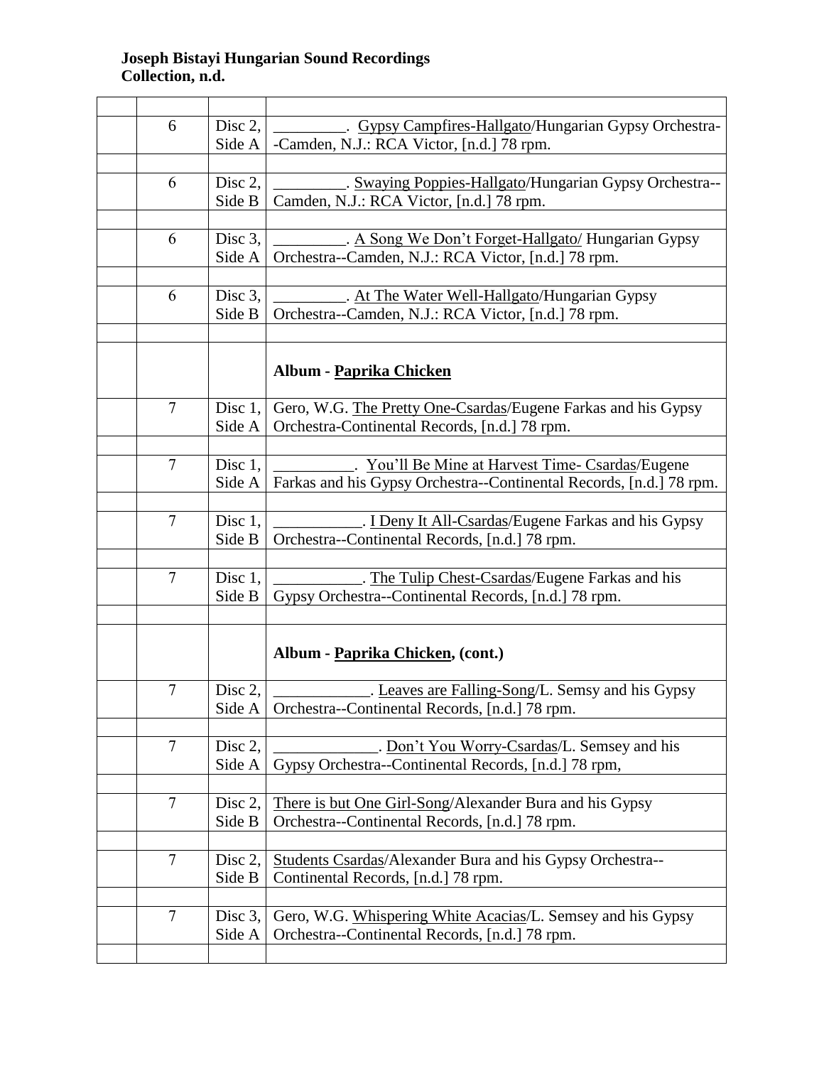**Joseph Bistayi Hungarian Sound Recordings Collection, n.d.**

| | | | |
|---|---|---|---|
| | 6 | Disc 2, Side A | _________. Gypsy Campfires-Hallgato/Hungarian Gypsy Orchestra--Camden, N.J.: RCA Victor, [n.d.] 78 rpm. |
| | 6 | Disc 2, Side B | _________. Swaying Poppies-Hallgato/Hungarian Gypsy Orchestra--Camden, N.J.: RCA Victor, [n.d.] 78 rpm. |
| | 6 | Disc 3, Side A | _________. A Song We Don't Forget-Hallgato/ Hungarian Gypsy Orchestra--Camden, N.J.: RCA Victor, [n.d.] 78 rpm. |
| | 6 | Disc 3, Side B | _________. At The Water Well-Hallgato/Hungarian Gypsy Orchestra--Camden, N.J.: RCA Victor, [n.d.] 78 rpm. |
| | | | **Album - Paprika Chicken** |
| | 7 | Disc 1, Side A | Gero, W.G. The Pretty One-Csardas/Eugene Farkas and his Gypsy Orchestra-Continental Records, [n.d.] 78 rpm. |
| | 7 | Disc 1, Side A | __________. You'll Be Mine at Harvest Time- Csardas/Eugene Farkas and his Gypsy Orchestra--Continental Records, [n.d.] 78 rpm. |
| | 7 | Disc 1, Side B | ___________. I Deny It All-Csardas/Eugene Farkas and his Gypsy Orchestra--Continental Records, [n.d.] 78 rpm. |
| | 7 | Disc 1, Side B | ___________. The Tulip Chest-Csardas/Eugene Farkas and his Gypsy Orchestra--Continental Records, [n.d.] 78 rpm. |
| | | | **Album - Paprika Chicken, (cont.)** |
| | 7 | Disc 2, Side A | ____________. Leaves are Falling-Song/L. Semsy and his Gypsy Orchestra--Continental Records, [n.d.] 78 rpm. |
| | 7 | Disc 2, Side A | _____________. Don't You Worry-Csardas/L. Semsey and his Gypsy Orchestra--Continental Records, [n.d.] 78 rpm, |
| | 7 | Disc 2, Side B | There is but One Girl-Song/Alexander Bura and his Gypsy Orchestra--Continental Records, [n.d.] 78 rpm. |
| | 7 | Disc 2, Side B | Students Csardas/Alexander Bura and his Gypsy Orchestra--Continental Records, [n.d.] 78 rpm. |
| | 7 | Disc 3, Side A | Gero, W.G. Whispering White Acacias/L. Semsey and his Gypsy Orchestra--Continental Records, [n.d.] 78 rpm. |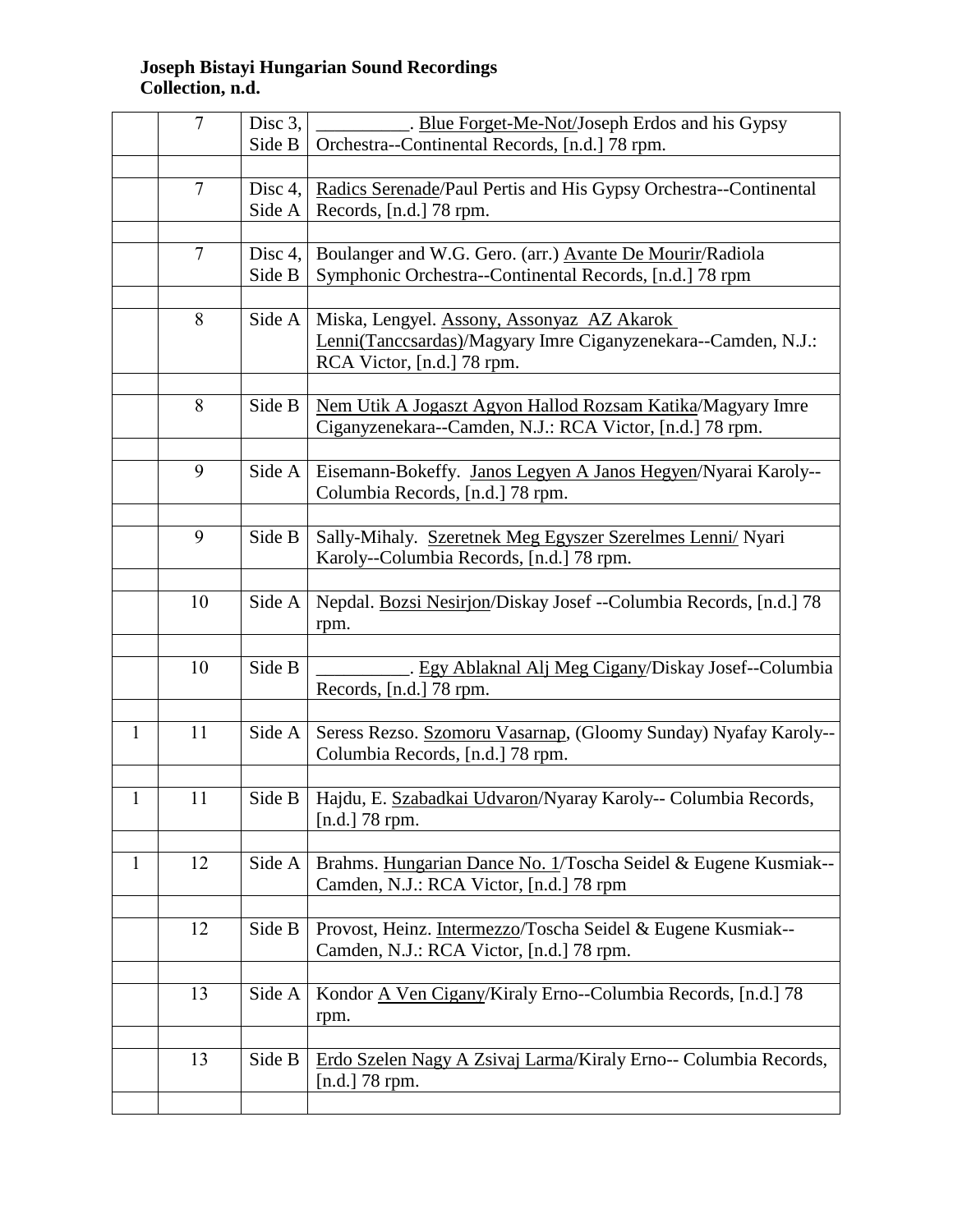**Joseph Bistayi Hungarian Sound Recordings Collection, n.d.**

| | | | |
|---|---|---|---|
| | 7 | Disc 3, Side B | __________. Blue Forget-Me-Not/Joseph Erdos and his Gypsy Orchestra--Continental Records, [n.d.] 78 rpm. |
| | | | |
| | 7 | Disc 4, Side A | Radics Serenade/Paul Pertis and His Gypsy Orchestra--Continental Records, [n.d.] 78 rpm. |
| | | | |
| | 7 | Disc 4, Side B | Boulanger and W.G. Gero. (arr.) Avante De Mourir/Radiola Symphonic Orchestra--Continental Records, [n.d.] 78 rpm |
| | | | |
| | 8 | Side A | Miska, Lengyel. Assony, Assonyaz AZ Akarok Lenni(Tanccsardas)/Magyary Imre Ciganyzenekara--Camden, N.J.: RCA Victor, [n.d.] 78 rpm. |
| | | | |
| | 8 | Side B | Nem Utik A Jogaszt Agyon Hallod Rozsam Katika/Magyary Imre Ciganyzenekara--Camden, N.J.: RCA Victor, [n.d.] 78 rpm. |
| | | | |
| | 9 | Side A | Eisemann-Bokeffy. Janos Legyen A Janos Hegyen/Nyarai Karoly--Columbia Records, [n.d.] 78 rpm. |
| | | | |
| | 9 | Side B | Sally-Mihaly. Szeretnek Meg Egyszer Szerelmes Lenni/ Nyari Karoly--Columbia Records, [n.d.] 78 rpm. |
| | | | |
| | 10 | Side A | Nepdal. Bozsi Nesirjon/Diskay Josef --Columbia Records, [n.d.] 78 rpm. |
| | | | |
| | 10 | Side B | __________. Egy Ablaknal Alj Meg Cigany/Diskay Josef--Columbia Records, [n.d.] 78 rpm. |
| | | | |
| 1 | 11 | Side A | Seress Rezso. Szomoru Vasarnap, (Gloomy Sunday) Nyafay Karoly--Columbia Records, [n.d.] 78 rpm. |
| | | | |
| 1 | 11 | Side B | Hajdu, E. Szabadkai Udvaron/Nyaray Karoly-- Columbia Records, [n.d.] 78 rpm. |
| | | | |
| 1 | 12 | Side A | Brahms. Hungarian Dance No. 1/Toscha Seidel & Eugene Kusmiak--Camden, N.J.: RCA Victor, [n.d.] 78 rpm |
| | | | |
| | 12 | Side B | Provost, Heinz. Intermezzo/Toscha Seidel & Eugene Kusmiak--Camden, N.J.: RCA Victor, [n.d.] 78 rpm. |
| | | | |
| | 13 | Side A | Kondor A Ven Cigany/Kiraly Erno--Columbia Records, [n.d.] 78 rpm. |
| | | | |
| | 13 | Side B | Erdo Szelen Nagy A Zsivaj Larma/Kiraly Erno-- Columbia Records, [n.d.] 78 rpm. |
| | | | |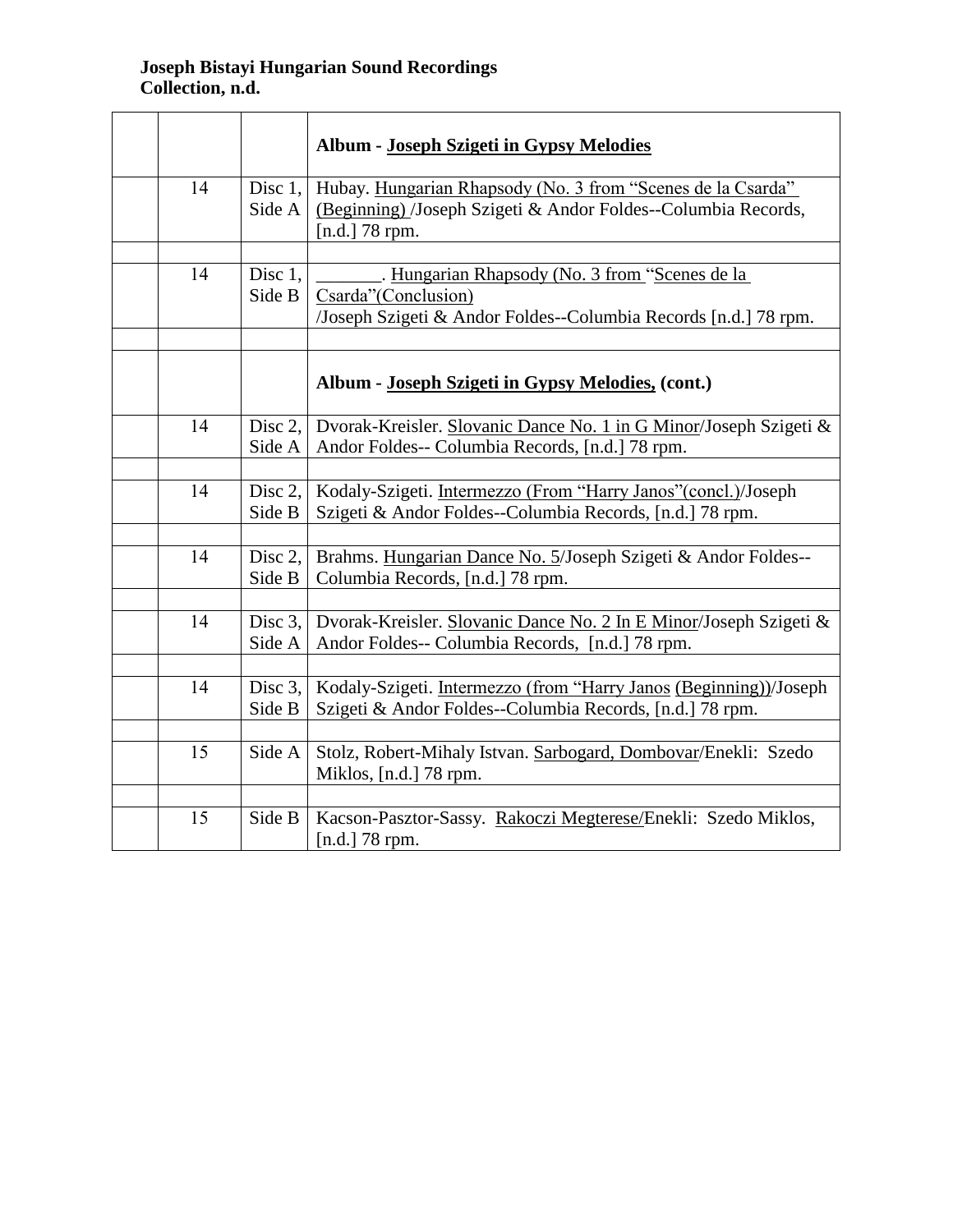**Joseph Bistayi Hungarian Sound Recordings Collection, n.d.**

| | | | |
|---|---|---|---|
| | | | **Album - Joseph Szigeti in Gypsy Melodies** |
| | 14 | Disc 1, Side A | Hubay. Hungarian Rhapsody (No. 3 from "Scenes de la Csarda" (Beginning) /Joseph Szigeti & Andor Foldes--Columbia Records, [n.d.] 78 rpm. |
| | | | |
| | 14 | Disc 1, Side B | _______. Hungarian Rhapsody (No. 3 from "Scenes de la Csarda"(Conclusion) /Joseph Szigeti & Andor Foldes--Columbia Records [n.d.] 78 rpm. |
| | | | |
| | | | **Album - Joseph Szigeti in Gypsy Melodies, (cont.)** |
| | 14 | Disc 2, Side A | Dvorak-Kreisler. Slovanic Dance No. 1 in G Minor/Joseph Szigeti & Andor Foldes-- Columbia Records, [n.d.] 78 rpm. |
| | | | |
| | 14 | Disc 2, Side B | Kodaly-Szigeti. Intermezzo (From "Harry Janos"(concl.)/Joseph Szigeti & Andor Foldes--Columbia Records, [n.d.] 78 rpm. |
| | | | |
| | 14 | Disc 2, Side B | Brahms. Hungarian Dance No. 5/Joseph Szigeti & Andor Foldes--Columbia Records, [n.d.] 78 rpm. |
| | | | |
| | 14 | Disc 3, Side A | Dvorak-Kreisler. Slovanic Dance No. 2 In E Minor/Joseph Szigeti & Andor Foldes-- Columbia Records, [n.d.] 78 rpm. |
| | | | |
| | 14 | Disc 3, Side B | Kodaly-Szigeti. Intermezzo (from "Harry Janos (Beginning))/Joseph Szigeti & Andor Foldes--Columbia Records, [n.d.] 78 rpm. |
| | | | |
| | 15 | Side A | Stolz, Robert-Mihaly Istvan. Sarbogard, Dombovar/Enekli: Szedo Miklos, [n.d.] 78 rpm. |
| | | | |
| | 15 | Side B | Kacson-Pasztor-Sassy. Rakoczi Megterese/Enekli: Szedo Miklos, [n.d.] 78 rpm. |